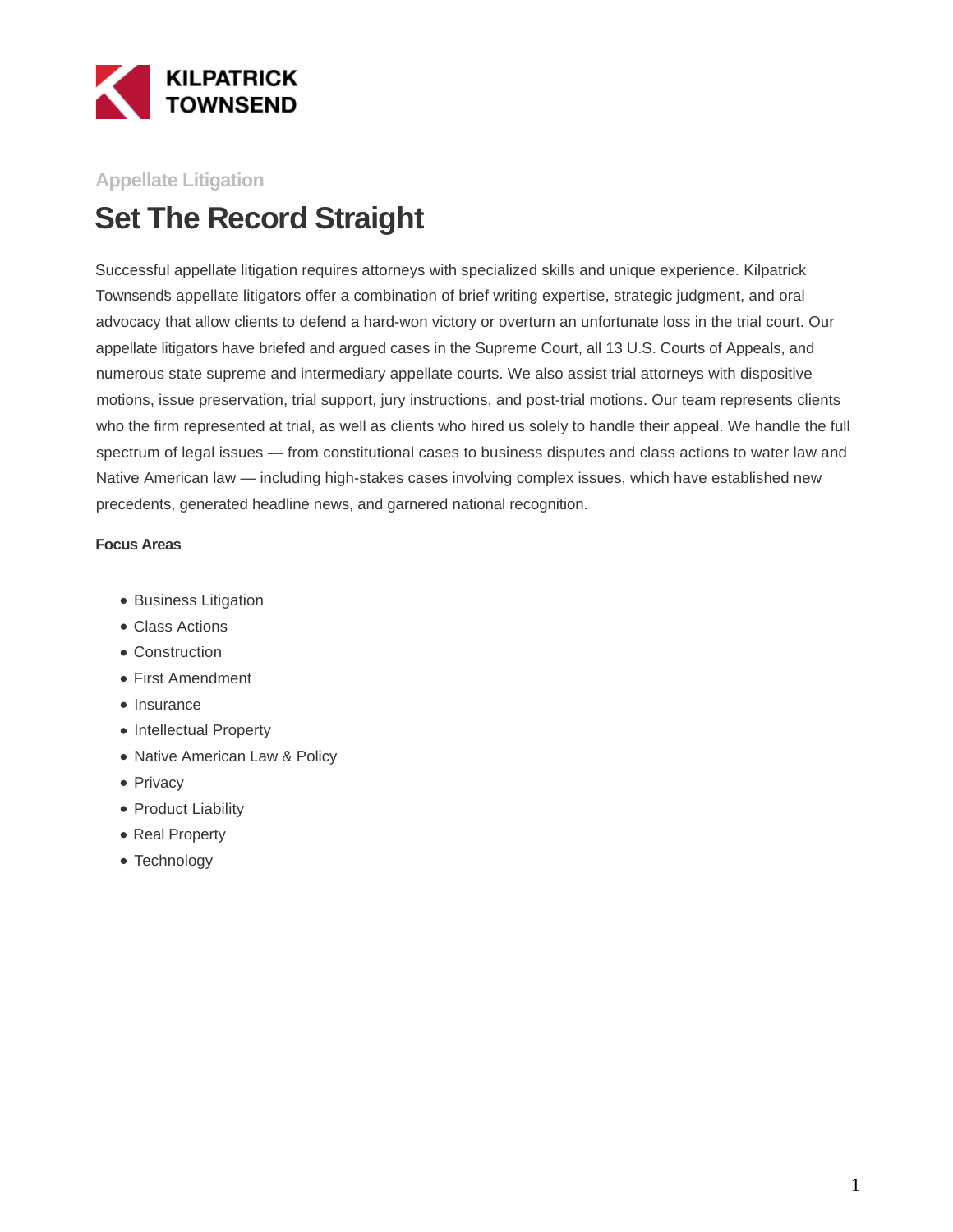KILPATRICK TOWNSEND

Appellate Litigation

# Set The Record Straight

Successful appellate litigation requires attorneys with specialized skills and unique experience. Kilpatrick Townsend's appellate litigators offer a combination of brief writing expertise, strategic judgment, and oral advocacy that allow clients to defend a hard-won victory or overturn an unfortunate loss in the trial court. Our appellate litigators have briefed and argued cases in the Supreme Court, all 13 U.S. Courts of Appeals, and numerous state supreme and intermediary appellate courts. We also assist trial attorneys with dispositive motions, issue preservation, trial support, jury instructions, and post-trial motions. Our team represents clients who the firm represented at trial, as well as clients who hired us solely to handle their appeal. We handle the full spectrum of legal issues — from constitutional cases to business disputes and class actions to water law and Native American law — including high-stakes cases involving complex issues, which have established new precedents, generated headline news, and garnered national recognition.

**Focus Areas**

- Business Litigation
- Class Actions
- Construction
- First Amendment
- Insurance
- Intellectual Property
- Native American Law & Policy
- Privacy
- Product Liability
- Real Property
- Technology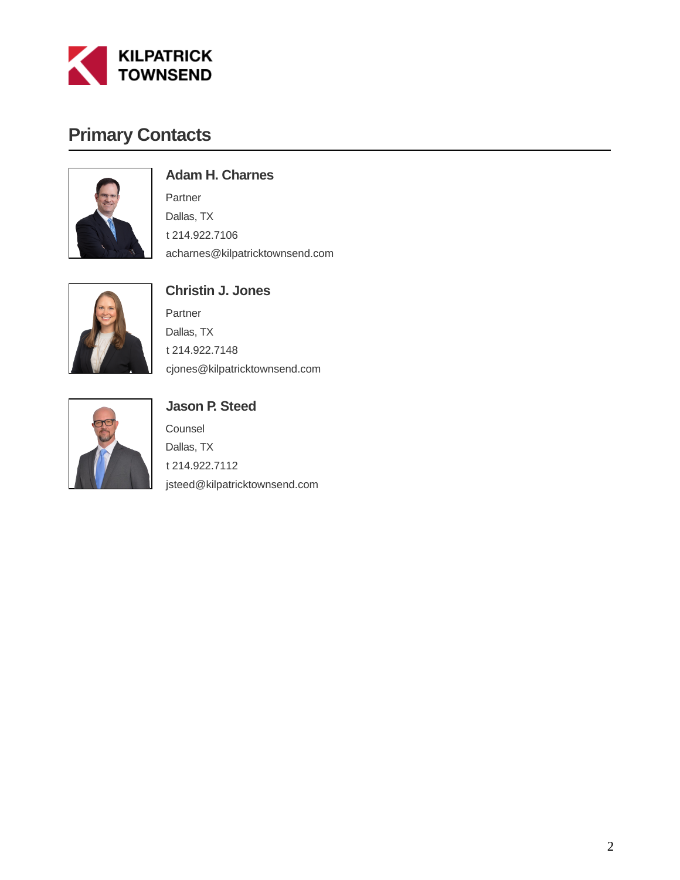## Primary Contacts

### Adam H. Charnes

Partner

Dallas, TX

t 214.922.7106

acharnes@kilpatricktownsend.com

### Christin J. Jones

Partner

Dallas, TX

t 214.922.7148

cjones@kilpatricktownsend.com

### Jason P. Steed

Counsel

Dallas, TX

t 214.922.7112

jsteed@kilpatricktownsend.com